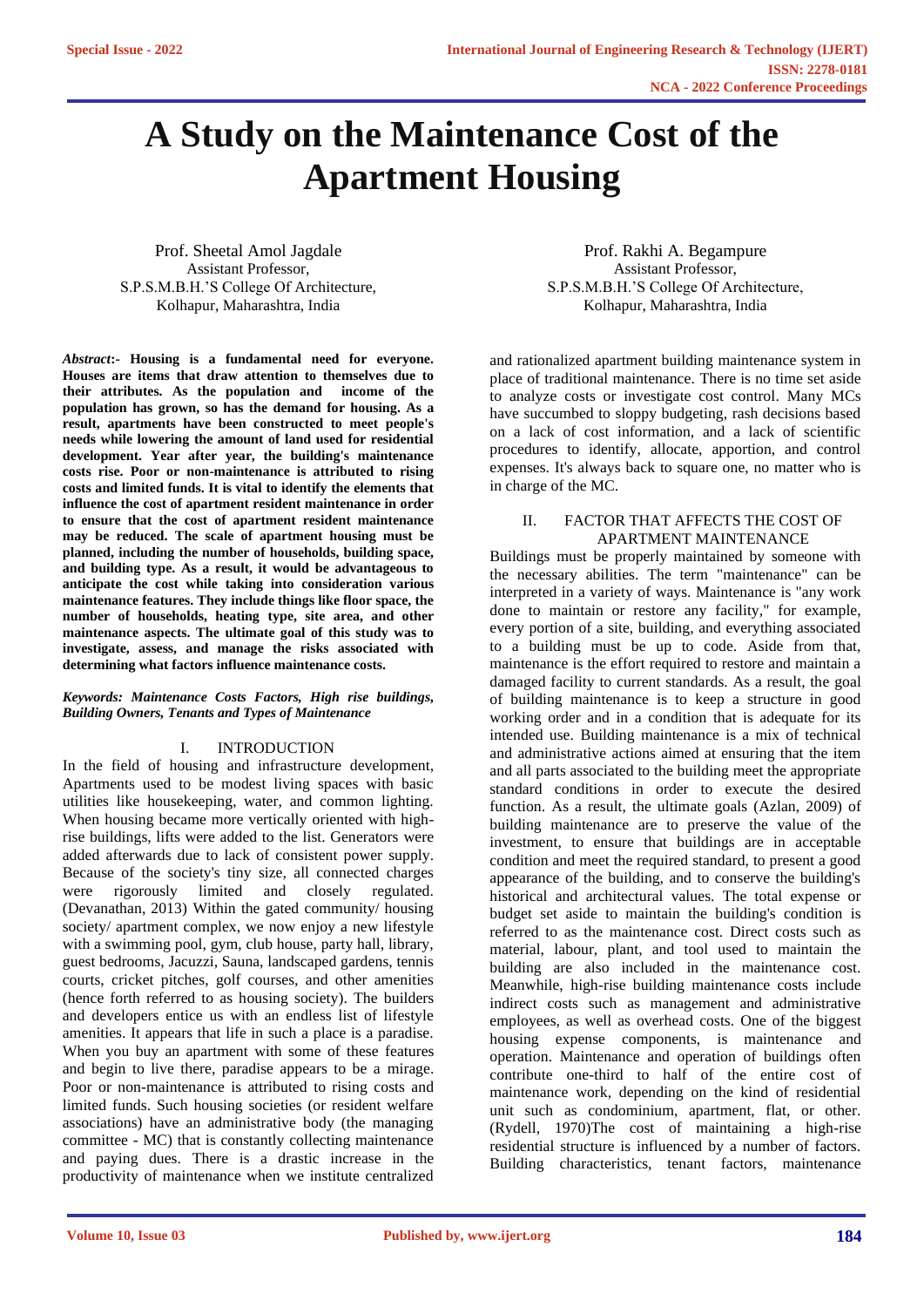# A Study on the Maintenance Cost of the Apartment Housing

Prof. Sheetal Amol Jagdale
Assistant Professor,
S.P.S.M.B.H.'S College Of Architecture,
Kolhapur, Maharashtra, India

Prof. Rakhi A. Begampure
Assistant Professor,
S.P.S.M.B.H.'S College Of Architecture,
Kolhapur, Maharashtra, India

***Abstract*:- Housing is a fundamental need for everyone. Houses are items that draw attention to themselves due to their attributes. As the population and income of the population has grown, so has the demand for housing. As a result, apartments have been constructed to meet people's needs while lowering the amount of land used for residential development. Year after year, the building's maintenance costs rise. Poor or non-maintenance is attributed to rising costs and limited funds. It is vital to identify the elements that influence the cost of apartment resident maintenance in order to ensure that the cost of apartment resident maintenance may be reduced. The scale of apartment housing must be planned, including the number of households, building space, and building type. As a result, it would be advantageous to anticipate the cost while taking into consideration various maintenance features. They include things like floor space, the number of households, heating type, site area, and other maintenance aspects. The ultimate goal of this study was to investigate, assess, and manage the risks associated with determining what factors influence maintenance costs.**

***Keywords: Maintenance Costs Factors, High rise buildings, Building Owners, Tenants and Types of Maintenance***

## I. INTRODUCTION

In the field of housing and infrastructure development, Apartments used to be modest living spaces with basic utilities like housekeeping, water, and common lighting. When housing became more vertically oriented with high-rise buildings, lifts were added to the list. Generators were added afterwards due to lack of consistent power supply. Because of the society's tiny size, all connected charges were rigorously limited and closely regulated. (Devanathan, 2013) Within the gated community/ housing society/ apartment complex, we now enjoy a new lifestyle with a swimming pool, gym, club house, party hall, library, guest bedrooms, Jacuzzi, Sauna, landscaped gardens, tennis courts, cricket pitches, golf courses, and other amenities (hence forth referred to as housing society). The builders and developers entice us with an endless list of lifestyle amenities. It appears that life in such a place is a paradise. When you buy an apartment with some of these features and begin to live there, paradise appears to be a mirage. Poor or non-maintenance is attributed to rising costs and limited funds. Such housing societies (or resident welfare associations) have an administrative body (the managing committee - MC) that is constantly collecting maintenance and paying dues. There is a drastic increase in the productivity of maintenance when we institute centralized and rationalized apartment building maintenance system in place of traditional maintenance. There is no time set aside to analyze costs or investigate cost control. Many MCs have succumbed to sloppy budgeting, rash decisions based on a lack of cost information, and a lack of scientific procedures to identify, allocate, apportion, and control expenses. It's always back to square one, no matter who is in charge of the MC.

## II. FACTOR THAT AFFECTS THE COST OF APARTMENT MAINTENANCE

Buildings must be properly maintained by someone with the necessary abilities. The term "maintenance" can be interpreted in a variety of ways. Maintenance is "any work done to maintain or restore any facility," for example, every portion of a site, building, and everything associated to a building must be up to code. Aside from that, maintenance is the effort required to restore and maintain a damaged facility to current standards. As a result, the goal of building maintenance is to keep a structure in good working order and in a condition that is adequate for its intended use. Building maintenance is a mix of technical and administrative actions aimed at ensuring that the item and all parts associated to the building meet the appropriate standard conditions in order to execute the desired function. As a result, the ultimate goals (Azlan, 2009) of building maintenance are to preserve the value of the investment, to ensure that buildings are in acceptable condition and meet the required standard, to present a good appearance of the building, and to conserve the building's historical and architectural values. The total expense or budget set aside to maintain the building's condition is referred to as the maintenance cost. Direct costs such as material, labour, plant, and tool used to maintain the building are also included in the maintenance cost. Meanwhile, high-rise building maintenance costs include indirect costs such as management and administrative employees, as well as overhead costs. One of the biggest housing expense components, is maintenance and operation. Maintenance and operation of buildings often contribute one-third to half of the entire cost of maintenance work, depending on the kind of residential unit such as condominium, apartment, flat, or other. (Rydell, 1970)The cost of maintaining a high-rise residential structure is influenced by a number of factors. Building characteristics, tenant factors, maintenance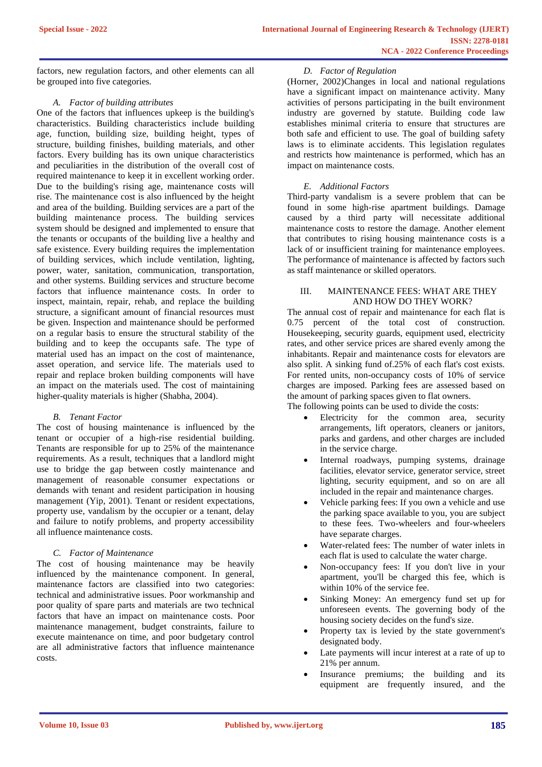factors, new regulation factors, and other elements can all be grouped into five categories.

### *A. Factor of building attributes*

One of the factors that influences upkeep is the building's characteristics. Building characteristics include building age, function, building size, building height, types of structure, building finishes, building materials, and other factors. Every building has its own unique characteristics and peculiarities in the distribution of the overall cost of required maintenance to keep it in excellent working order. Due to the building's rising age, maintenance costs will rise. The maintenance cost is also influenced by the height and area of the building. Building services are a part of the building maintenance process. The building services system should be designed and implemented to ensure that the tenants or occupants of the building live a healthy and safe existence. Every building requires the implementation of building services, which include ventilation, lighting, power, water, sanitation, communication, transportation, and other systems. Building services and structure become factors that influence maintenance costs. In order to inspect, maintain, repair, rehab, and replace the building structure, a significant amount of financial resources must be given. Inspection and maintenance should be performed on a regular basis to ensure the structural stability of the building and to keep the occupants safe. The type of material used has an impact on the cost of maintenance, asset operation, and service life. The materials used to repair and replace broken building components will have an impact on the materials used. The cost of maintaining higher-quality materials is higher (Shabha, 2004).

### *B. Tenant Factor*

The cost of housing maintenance is influenced by the tenant or occupier of a high-rise residential building. Tenants are responsible for up to 25% of the maintenance requirements. As a result, techniques that a landlord might use to bridge the gap between costly maintenance and management of reasonable consumer expectations or demands with tenant and resident participation in housing management (Yip, 2001). Tenant or resident expectations, property use, vandalism by the occupier or a tenant, delay and failure to notify problems, and property accessibility all influence maintenance costs.

### *C. Factor of Maintenance*

The cost of housing maintenance may be heavily influenced by the maintenance component. In general, maintenance factors are classified into two categories: technical and administrative issues. Poor workmanship and poor quality of spare parts and materials are two technical factors that have an impact on maintenance costs. Poor maintenance management, budget constraints, failure to execute maintenance on time, and poor budgetary control are all administrative factors that influence maintenance costs.

### *D. Factor of Regulation*

(Horner, 2002)Changes in local and national regulations have a significant impact on maintenance activity. Many activities of persons participating in the built environment industry are governed by statute. Building code law establishes minimal criteria to ensure that structures are both safe and efficient to use. The goal of building safety laws is to eliminate accidents. This legislation regulates and restricts how maintenance is performed, which has an impact on maintenance costs.

### *E. Additional Factors*

Third-party vandalism is a severe problem that can be found in some high-rise apartment buildings. Damage caused by a third party will necessitate additional maintenance costs to restore the damage. Another element that contributes to rising housing maintenance costs is a lack of or insufficient training for maintenance employees. The performance of maintenance is affected by factors such as staff maintenance or skilled operators.

## III. MAINTENANCE FEES: WHAT ARE THEY AND HOW DO THEY WORK?

The annual cost of repair and maintenance for each flat is 0.75 percent of the total cost of construction. Housekeeping, security guards, equipment used, electricity rates, and other service prices are shared evenly among the inhabitants. Repair and maintenance costs for elevators are also split. A sinking fund of.25% of each flat's cost exists. For rented units, non-occupancy costs of 10% of service charges are imposed. Parking fees are assessed based on the amount of parking spaces given to flat owners.

The following points can be used to divide the costs:

- Electricity for the common area, security arrangements, lift operators, cleaners or janitors, parks and gardens, and other charges are included in the service charge.
- Internal roadways, pumping systems, drainage facilities, elevator service, generator service, street lighting, security equipment, and so on are all included in the repair and maintenance charges.
- Vehicle parking fees: If you own a vehicle and use the parking space available to you, you are subject to these fees. Two-wheelers and four-wheelers have separate charges.
- Water-related fees: The number of water inlets in each flat is used to calculate the water charge.
- Non-occupancy fees: If you don't live in your apartment, you'll be charged this fee, which is within 10% of the service fee.
- Sinking Money: An emergency fund set up for unforeseen events. The governing body of the housing society decides on the fund's size.
- Property tax is levied by the state government's designated body.
- Late payments will incur interest at a rate of up to 21% per annum.
- Insurance premiums; the building and its equipment are frequently insured, and the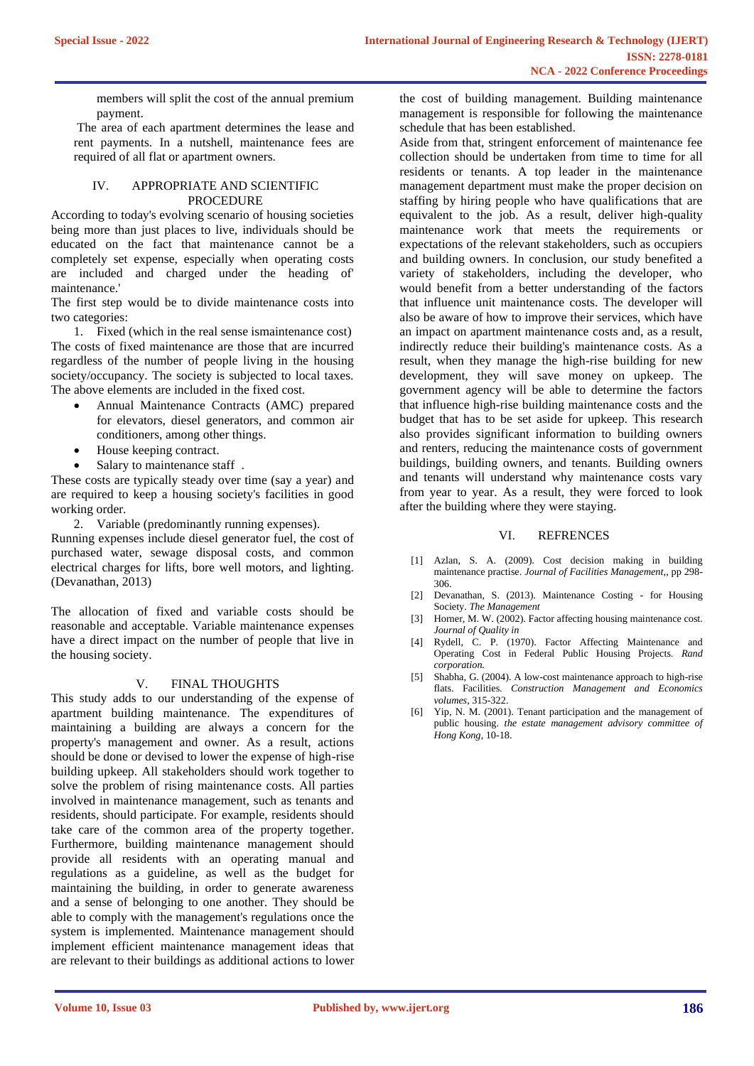members will split the cost of the annual premium payment.

The area of each apartment determines the lease and rent payments. In a nutshell, maintenance fees are required of all flat or apartment owners.

## IV. APPROPRIATE AND SCIENTIFIC PROCEDURE

According to today's evolving scenario of housing societies being more than just places to live, individuals should be educated on the fact that maintenance cannot be a completely set expense, especially when operating costs are included and charged under the heading of' maintenance.'

The first step would be to divide maintenance costs into two categories:

1. Fixed (which in the real sense ismaintenance cost)

The costs of fixed maintenance are those that are incurred regardless of the number of people living in the housing society/occupancy. The society is subjected to local taxes. The above elements are included in the fixed cost.

- Annual Maintenance Contracts (AMC) prepared for elevators, diesel generators, and common air conditioners, among other things.
- House keeping contract.
- Salary to maintenance staff .

These costs are typically steady over time (say a year) and are required to keep a housing society's facilities in good working order.

2. Variable (predominantly running expenses).

Running expenses include diesel generator fuel, the cost of purchased water, sewage disposal costs, and common electrical charges for lifts, bore well motors, and lighting. (Devanathan, 2013)

The allocation of fixed and variable costs should be reasonable and acceptable. Variable maintenance expenses have a direct impact on the number of people that live in the housing society.

## V. FINAL THOUGHTS

This study adds to our understanding of the expense of apartment building maintenance. The expenditures of maintaining a building are always a concern for the property's management and owner. As a result, actions should be done or devised to lower the expense of high-rise building upkeep. All stakeholders should work together to solve the problem of rising maintenance costs. All parties involved in maintenance management, such as tenants and residents, should participate. For example, residents should take care of the common area of the property together. Furthermore, building maintenance management should provide all residents with an operating manual and regulations as a guideline, as well as the budget for maintaining the building, in order to generate awareness and a sense of belonging to one another. They should be able to comply with the management's regulations once the system is implemented. Maintenance management should implement efficient maintenance management ideas that are relevant to their buildings as additional actions to lower the cost of building management. Building maintenance management is responsible for following the maintenance schedule that has been established.

Aside from that, stringent enforcement of maintenance fee collection should be undertaken from time to time for all residents or tenants. A top leader in the maintenance management department must make the proper decision on staffing by hiring people who have qualifications that are equivalent to the job. As a result, deliver high-quality maintenance work that meets the requirements or expectations of the relevant stakeholders, such as occupiers and building owners. In conclusion, our study benefited a variety of stakeholders, including the developer, who would benefit from a better understanding of the factors that influence unit maintenance costs. The developer will also be aware of how to improve their services, which have an impact on apartment maintenance costs and, as a result, indirectly reduce their building's maintenance costs. As a result, when they manage the high-rise building for new development, they will save money on upkeep. The government agency will be able to determine the factors that influence high-rise building maintenance costs and the budget that has to be set aside for upkeep. This research also provides significant information to building owners and renters, reducing the maintenance costs of government buildings, building owners, and tenants. Building owners and tenants will understand why maintenance costs vary from year to year. As a result, they were forced to look after the building where they were staying.

## VI. REFRENCES

[1] Azlan, S. A. (2009). Cost decision making in building maintenance practise. *Journal of Facilities Management,*, pp 298-306.

[2] Devanathan, S. (2013). Maintenance Costing - for Housing Society. *The Management*

[3] Horner, M. W. (2002). Factor affecting housing maintenance cost. *Journal of Quality in*

[4] Rydell, C. P. (1970). Factor Affecting Maintenance and Operating Cost in Federal Public Housing Projects. *Rand corporation.*

[5] Shabha, G. (2004). A low-cost maintenance approach to high-rise flats. Facilities. *Construction Management and Economics volumes*, 315-322.

[6] Yip, N. M. (2001). Tenant participation and the management of public housing. *the estate management advisory committee of Hong Kong*, 10-18.